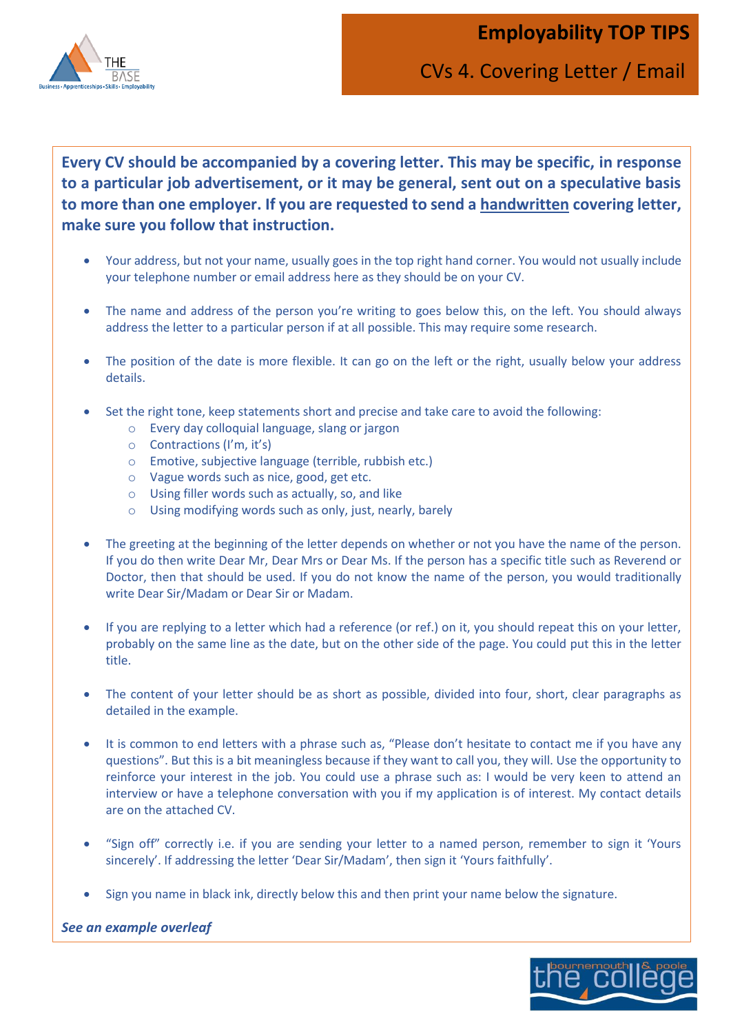# Employability TOP TIPS

## CVs 4. Covering Letter / Email

**Every CV should be accompanied by a covering letter. This may be specific, in response to a particular job advertisement, or it may be general, sent out on a speculative basis to more than one employer. If you are requested to send a <u>handwritten</u> covering letter, make sure you follow that instruction.**

- Your address, but not your name, usually goes in the top right hand corner. You would not usually include your telephone number or email address here as they should be on your CV.
- The name and address of the person you're writing to goes below this, on the left. You should always address the letter to a particular person if at all possible. This may require some research.
- The position of the date is more flexible. It can go on the left or the right, usually below your address details.
- Set the right tone, keep statements short and precise and take care to avoid the following:
  - Every day colloquial language, slang or jargon
  - Contractions (I'm, it's)
  - Emotive, subjective language (terrible, rubbish etc.)
  - Vague words such as nice, good, get etc.
  - Using filler words such as actually, so, and like
  - Using modifying words such as only, just, nearly, barely
- The greeting at the beginning of the letter depends on whether or not you have the name of the person. If you do then write Dear Mr, Dear Mrs or Dear Ms. If the person has a specific title such as Reverend or Doctor, then that should be used. If you do not know the name of the person, you would traditionally write Dear Sir/Madam or Dear Sir or Madam.
- If you are replying to a letter which had a reference (or ref.) on it, you should repeat this on your letter, probably on the same line as the date, but on the other side of the page. You could put this in the letter title.
- The content of your letter should be as short as possible, divided into four, short, clear paragraphs as detailed in the example.
- It is common to end letters with a phrase such as, "Please don't hesitate to contact me if you have any questions". But this is a bit meaningless because if they want to call you, they will. Use the opportunity to reinforce your interest in the job. You could use a phrase such as: I would be very keen to attend an interview or have a telephone conversation with you if my application is of interest. My contact details are on the attached CV.
- "Sign off" correctly i.e. if you are sending your letter to a named person, remember to sign it 'Yours sincerely'. If addressing the letter 'Dear Sir/Madam', then sign it 'Yours faithfully'.
- Sign you name in black ink, directly below this and then print your name below the signature.

***See an example overleaf***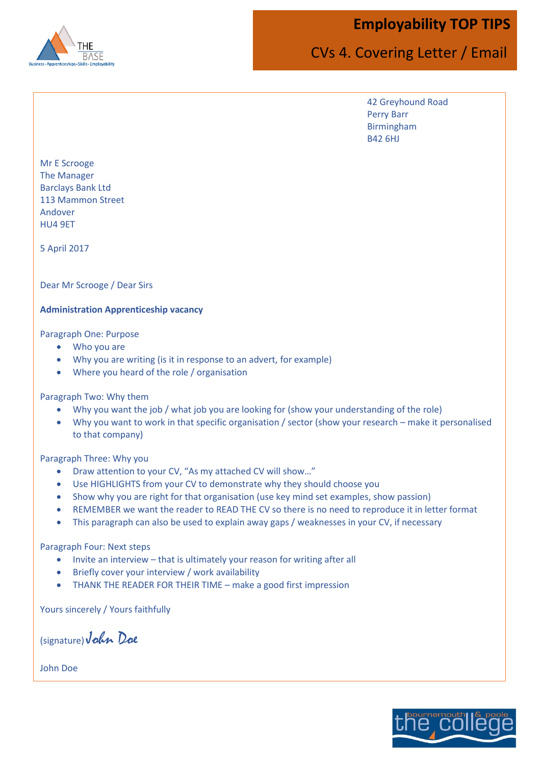# Employability TOP TIPS

## CVs 4. Covering Letter / Email

42 Greyhound Road
Perry Barr
Birmingham
B42 6HJ

Mr E Scrooge
The Manager
Barclays Bank Ltd
113 Mammon Street
Andover
HU4 9ET

5 April 2017

Dear Mr Scrooge / Dear Sirs

**Administration Apprenticeship vacancy**

Paragraph One: Purpose

- Who you are
- Why you are writing (is it in response to an advert, for example)
- Where you heard of the role / organisation

Paragraph Two: Why them

- Why you want the job / what job you are looking for (show your understanding of the role)
- Why you want to work in that specific organisation / sector (show your research – make it personalised to that company)

Paragraph Three: Why you

- Draw attention to your CV, "As my attached CV will show…"
- Use HIGHLIGHTS from your CV to demonstrate why they should choose you
- Show why you are right for that organisation (use key mind set examples, show passion)
- REMEMBER we want the reader to READ THE CV so there is no need to reproduce it in letter format
- This paragraph can also be used to explain away gaps / weaknesses in your CV, if necessary

Paragraph Four: Next steps

- Invite an interview – that is ultimately your reason for writing after all
- Briefly cover your interview / work availability
- THANK THE READER FOR THEIR TIME – make a good first impression

Yours sincerely / Yours faithfully

(signature) *John Doe*

John Doe